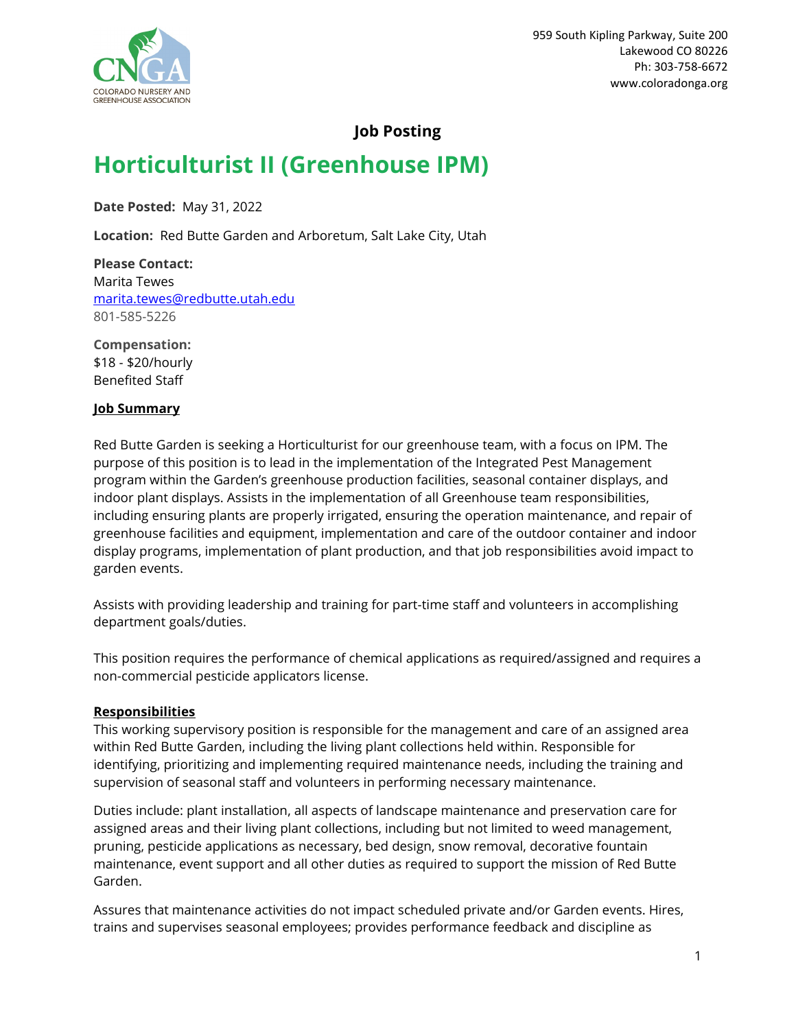959 South Kipling Parkway, Suite 200
Lakewood CO 80226
Ph: 303-758-6672
www.coloradonga.org

COLORADO NURSERY AND GREENHOUSE ASSOCIATION

**Job Posting**

# Horticulturist II (Greenhouse IPM)

**Date Posted:** May 31, 2022

**Location:** Red Butte Garden and Arboretum, Salt Lake City, Utah

**Please Contact:**
Marita Tewes
marita.tewes@redbutte.utah.edu
801-585-5226

**Compensation:**
$18 - $20/hourly
Benefited Staff

## Job Summary

Red Butte Garden is seeking a Horticulturist for our greenhouse team, with a focus on IPM. The purpose of this position is to lead in the implementation of the Integrated Pest Management program within the Garden's greenhouse production facilities, seasonal container displays, and indoor plant displays. Assists in the implementation of all Greenhouse team responsibilities, including ensuring plants are properly irrigated, ensuring the operation maintenance, and repair of greenhouse facilities and equipment, implementation and care of the outdoor container and indoor display programs, implementation of plant production, and that job responsibilities avoid impact to garden events.

Assists with providing leadership and training for part-time staff and volunteers in accomplishing department goals/duties.

This position requires the performance of chemical applications as required/assigned and requires a non-commercial pesticide applicators license.

## Responsibilities

This working supervisory position is responsible for the management and care of an assigned area within Red Butte Garden, including the living plant collections held within. Responsible for identifying, prioritizing and implementing required maintenance needs, including the training and supervision of seasonal staff and volunteers in performing necessary maintenance.

Duties include: plant installation, all aspects of landscape maintenance and preservation care for assigned areas and their living plant collections, including but not limited to weed management, pruning, pesticide applications as necessary, bed design, snow removal, decorative fountain maintenance, event support and all other duties as required to support the mission of Red Butte Garden.

Assures that maintenance activities do not impact scheduled private and/or Garden events. Hires, trains and supervises seasonal employees; provides performance feedback and discipline as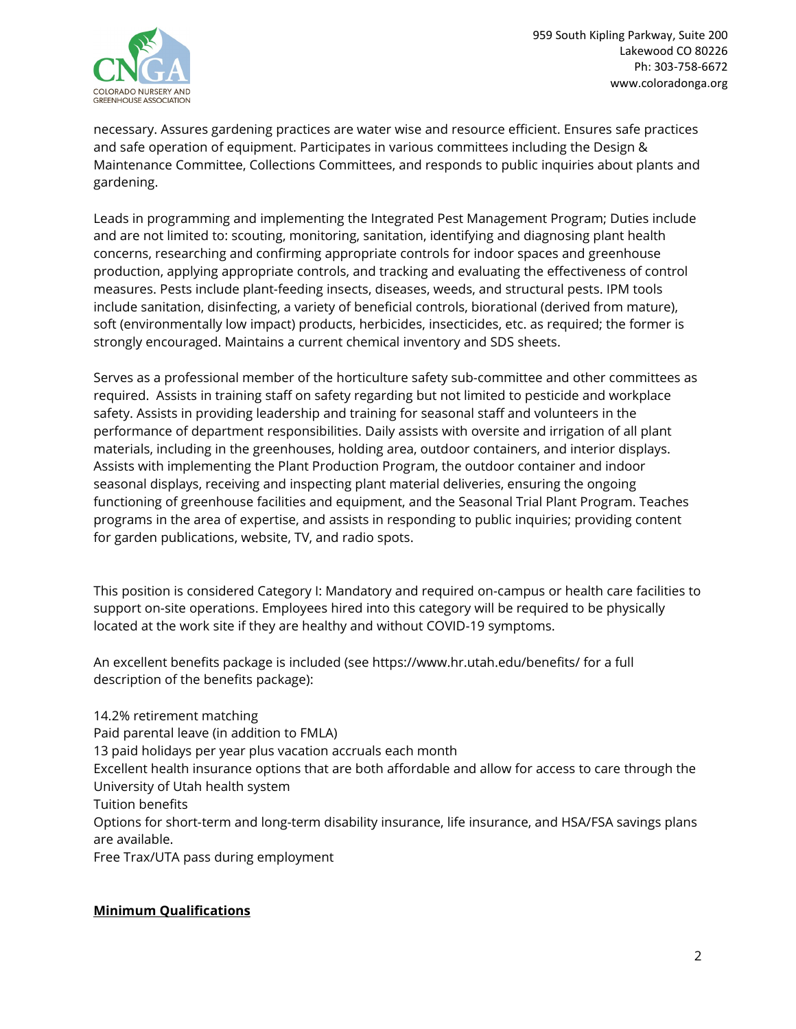necessary. Assures gardening practices are water wise and resource efficient. Ensures safe practices and safe operation of equipment. Participates in various committees including the Design & Maintenance Committee, Collections Committees, and responds to public inquiries about plants and gardening.

Leads in programming and implementing the Integrated Pest Management Program; Duties include and are not limited to: scouting, monitoring, sanitation, identifying and diagnosing plant health concerns, researching and confirming appropriate controls for indoor spaces and greenhouse production, applying appropriate controls, and tracking and evaluating the effectiveness of control measures. Pests include plant-feeding insects, diseases, weeds, and structural pests. IPM tools include sanitation, disinfecting, a variety of beneficial controls, biorational (derived from mature), soft (environmentally low impact) products, herbicides, insecticides, etc. as required; the former is strongly encouraged. Maintains a current chemical inventory and SDS sheets.

Serves as a professional member of the horticulture safety sub-committee and other committees as required.  Assists in training staff on safety regarding but not limited to pesticide and workplace safety. Assists in providing leadership and training for seasonal staff and volunteers in the performance of department responsibilities. Daily assists with oversite and irrigation of all plant materials, including in the greenhouses, holding area, outdoor containers, and interior displays. Assists with implementing the Plant Production Program, the outdoor container and indoor seasonal displays, receiving and inspecting plant material deliveries, ensuring the ongoing functioning of greenhouse facilities and equipment, and the Seasonal Trial Plant Program. Teaches programs in the area of expertise, and assists in responding to public inquiries; providing content for garden publications, website, TV, and radio spots.

This position is considered Category I: Mandatory and required on-campus or health care facilities to support on-site operations. Employees hired into this category will be required to be physically located at the work site if they are healthy and without COVID-19 symptoms.

An excellent benefits package is included (see https://www.hr.utah.edu/benefits/ for a full description of the benefits package):

14.2% retirement matching
Paid parental leave (in addition to FMLA)
13 paid holidays per year plus vacation accruals each month
Excellent health insurance options that are both affordable and allow for access to care through the University of Utah health system
Tuition benefits
Options for short-term and long-term disability insurance, life insurance, and HSA/FSA savings plans are available.
Free Trax/UTA pass during employment

**Minimum Qualifications**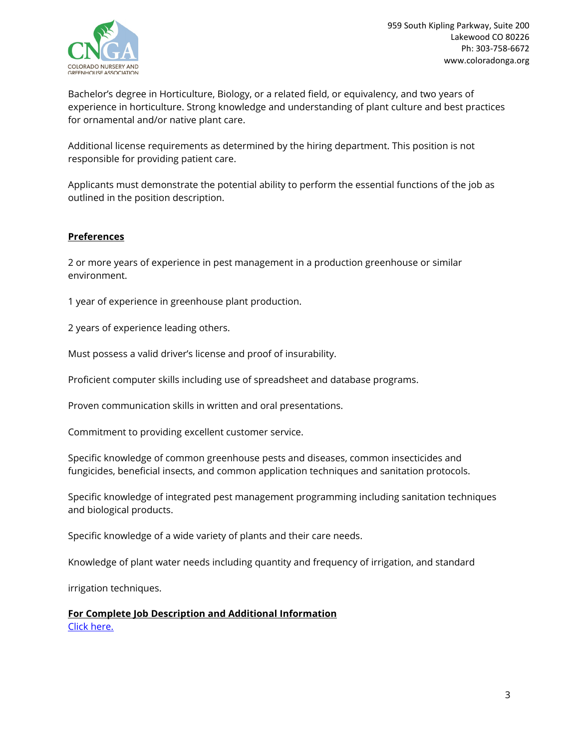Bachelor's degree in Horticulture, Biology, or a related field, or equivalency, and two years of experience in horticulture. Strong knowledge and understanding of plant culture and best practices for ornamental and/or native plant care.

Additional license requirements as determined by the hiring department. This position is not responsible for providing patient care.

Applicants must demonstrate the potential ability to perform the essential functions of the job as outlined in the position description.

**Preferences**

2 or more years of experience in pest management in a production greenhouse or similar environment.

1 year of experience in greenhouse plant production.

2 years of experience leading others.

Must possess a valid driver's license and proof of insurability.

Proficient computer skills including use of spreadsheet and database programs.

Proven communication skills in written and oral presentations.

Commitment to providing excellent customer service.

Specific knowledge of common greenhouse pests and diseases, common insecticides and fungicides, beneficial insects, and common application techniques and sanitation protocols.

Specific knowledge of integrated pest management programming including sanitation techniques and biological products.

Specific knowledge of a wide variety of plants and their care needs.

Knowledge of plant water needs including quantity and frequency of irrigation, and standard

irrigation techniques.

**For Complete Job Description and Additional Information**
Click here.